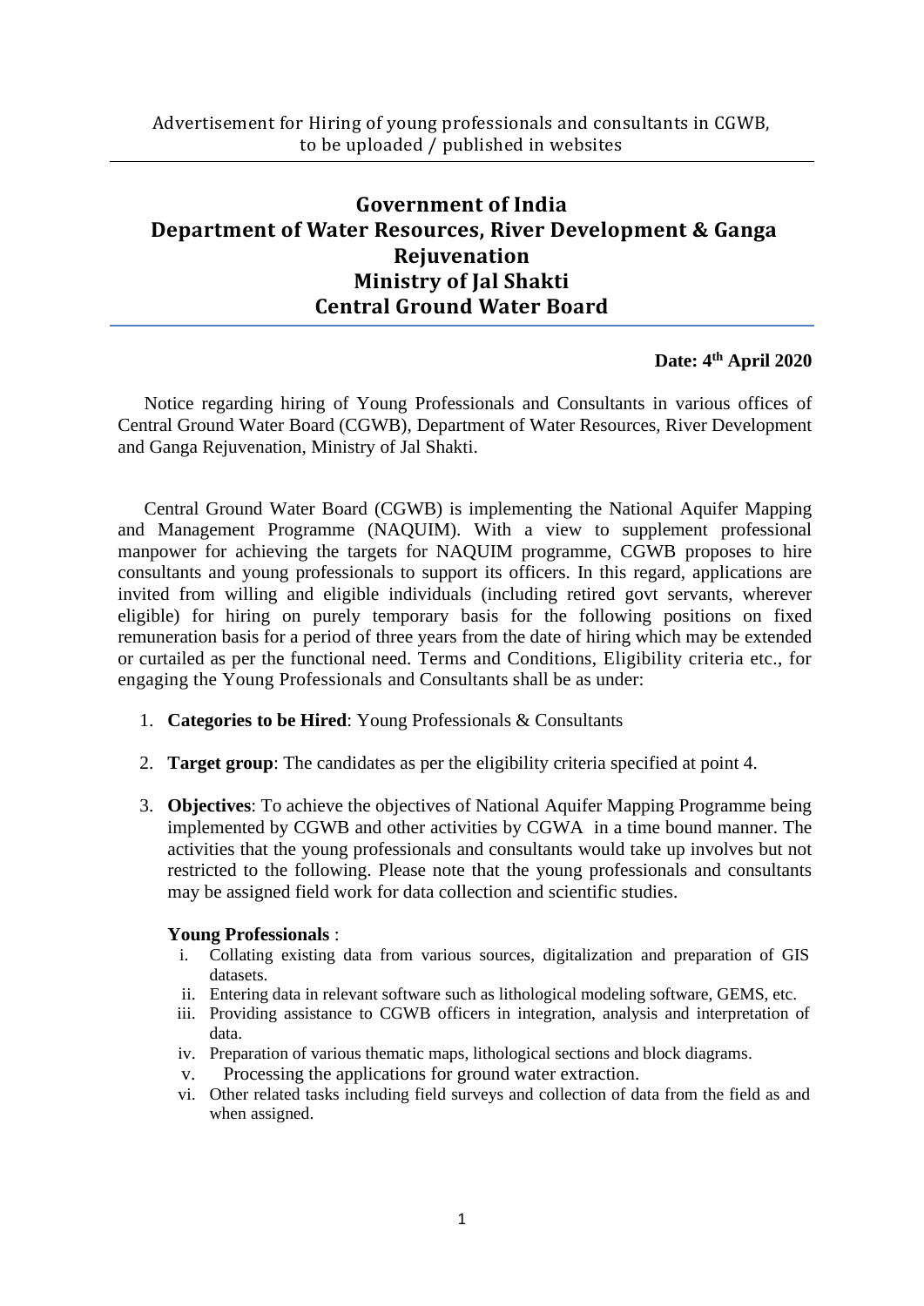Advertisement for Hiring of young professionals and consultants in CGWB, to be uploaded / published in websites

# Government of India
# Department of Water Resources, River Development & Ganga Rejuvenation
# Ministry of Jal Shakti
# Central Ground Water Board

**Date: 4th April 2020**

Notice regarding hiring of Young Professionals and Consultants in various offices of Central Ground Water Board (CGWB), Department of Water Resources, River Development and Ganga Rejuvenation, Ministry of Jal Shakti.

Central Ground Water Board (CGWB) is implementing the National Aquifer Mapping and Management Programme (NAQUIM). With a view to supplement professional manpower for achieving the targets for NAQUIM programme, CGWB proposes to hire consultants and young professionals to support its officers. In this regard, applications are invited from willing and eligible individuals (including retired govt servants, wherever eligible) for hiring on purely temporary basis for the following positions on fixed remuneration basis for a period of three years from the date of hiring which may be extended or curtailed as per the functional need. Terms and Conditions, Eligibility criteria etc., for engaging the Young Professionals and Consultants shall be as under:

1. **Categories to be Hired**: Young Professionals & Consultants

2. **Target group**: The candidates as per the eligibility criteria specified at point 4.

3. **Objectives**: To achieve the objectives of National Aquifer Mapping Programme being implemented by CGWB and other activities by CGWA in a time bound manner. The activities that the young professionals and consultants would take up involves but not restricted to the following. Please note that the young professionals and consultants may be assigned field work for data collection and scientific studies.

   **Young Professionals** :

   i. Collating existing data from various sources, digitalization and preparation of GIS datasets.
   ii. Entering data in relevant software such as lithological modeling software, GEMS, etc.
   iii. Providing assistance to CGWB officers in integration, analysis and interpretation of data.
   iv. Preparation of various thematic maps, lithological sections and block diagrams.
   v. Processing the applications for ground water extraction.
   vi. Other related tasks including field surveys and collection of data from the field as and when assigned.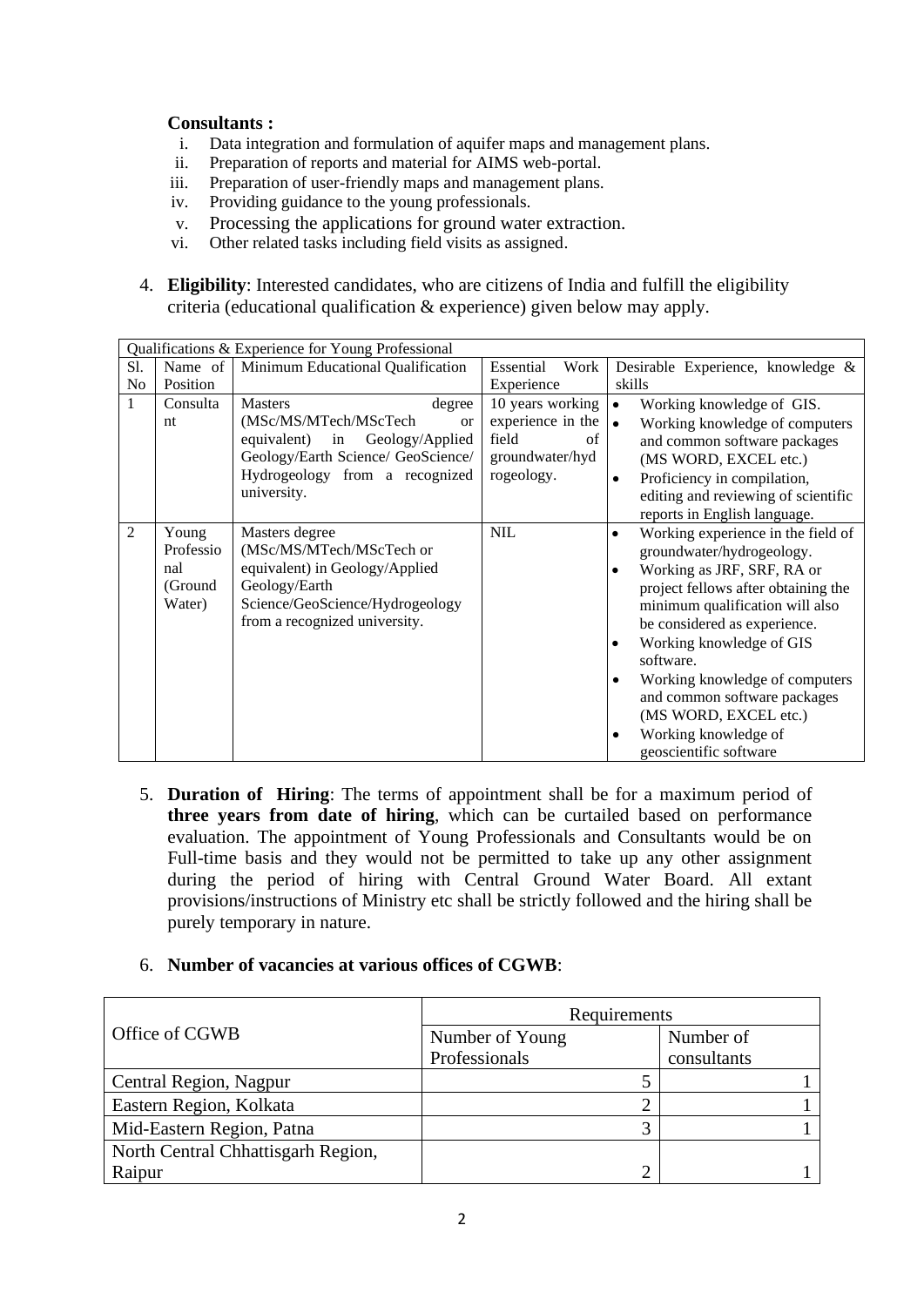**Consultants :**

- i. Data integration and formulation of aquifer maps and management plans.
- ii. Preparation of reports and material for AIMS web-portal.
- iii. Preparation of user-friendly maps and management plans.
- iv. Providing guidance to the young professionals.
- v. Processing the applications for ground water extraction.
- vi. Other related tasks including field visits as assigned.

4. **Eligibility**: Interested candidates, who are citizens of India and fulfill the eligibility criteria (educational qualification & experience) given below may apply.

| Qualifications & Experience for Young Professional | | | | |
|---|---|---|---|---|
| Sl. No | Name of Position | Minimum Educational Qualification | Essential Work Experience | Desirable Experience, knowledge & skills |
| 1 | Consultant | Masters degree (MSc/MS/MTech/MScTech or equivalent) in Geology/Applied Geology/Earth Science/ GeoScience/ Hydrogeology from a recognized university. | 10 years working experience in the field of groundwater/hydrogeology. | • Working knowledge of GIS.<br>• Working knowledge of computers and common software packages (MS WORD, EXCEL etc.)<br>• Proficiency in compilation, editing and reviewing of scientific reports in English language. |
| 2 | Young Professional (Ground Water) | Masters degree (MSc/MS/MTech/MScTech or equivalent) in Geology/Applied Geology/Earth Science/GeoScience/Hydrogeology from a recognized university. | NIL | • Working experience in the field of groundwater/hydrogeology.<br>• Working as JRF, SRF, RA or project fellows after obtaining the minimum qualification will also be considered as experience.<br>• Working knowledge of GIS software.<br>• Working knowledge of computers and common software packages (MS WORD, EXCEL etc.)<br>• Working knowledge of geoscientific software |

5. **Duration of Hiring**: The terms of appointment shall be for a maximum period of **three years from date of hiring**, which can be curtailed based on performance evaluation. The appointment of Young Professionals and Consultants would be on Full-time basis and they would not be permitted to take up any other assignment during the period of hiring with Central Ground Water Board. All extant provisions/instructions of Ministry etc shall be strictly followed and the hiring shall be purely temporary in nature.

6. **Number of vacancies at various offices of CGWB**:

| Office of CGWB | Requirements | |
|---|---|---|
| | Number of Young Professionals | Number of consultants |
| Central Region, Nagpur | 5 | 1 |
| Eastern Region, Kolkata | 2 | 1 |
| Mid-Eastern Region, Patna | 3 | 1 |
| North Central Chhattisgarh Region, Raipur | 2 | 1 |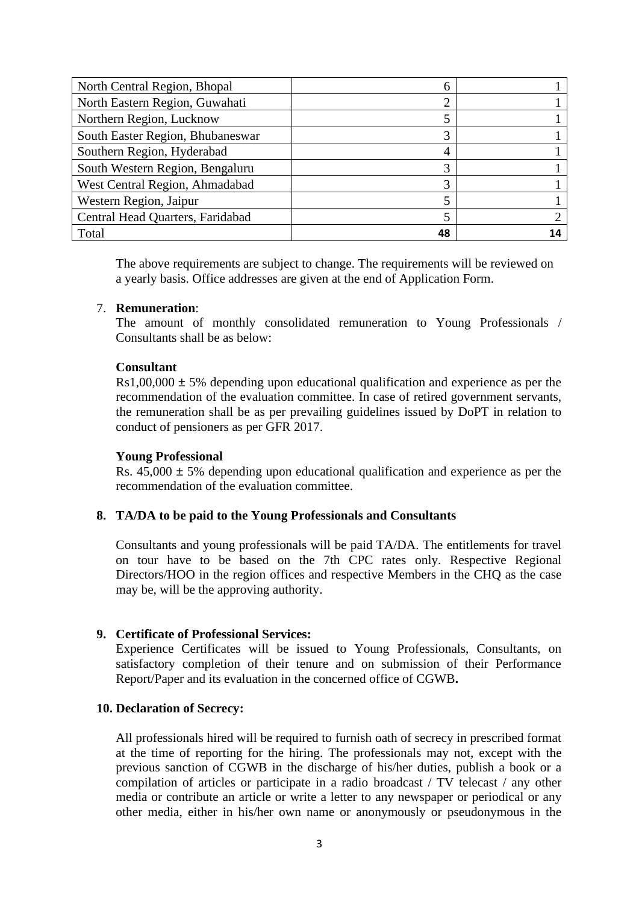| North Central Region, Bhopal | 6 | 1 |
|---|---|---|
| North Eastern Region, Guwahati | 2 | 1 |
| Northern Region, Lucknow | 5 | 1 |
| South Easter Region, Bhubaneswar | 3 | 1 |
| Southern Region, Hyderabad | 4 | 1 |
| South Western Region, Bengaluru | 3 | 1 |
| West Central Region, Ahmadabad | 3 | 1 |
| Western Region, Jaipur | 5 | 1 |
| Central Head Quarters, Faridabad | 5 | 2 |
| Total | **48** | **14** |

The above requirements are subject to change. The requirements will be reviewed on a yearly basis. Office addresses are given at the end of Application Form.

7. **Remuneration**:
   The amount of monthly consolidated remuneration to Young Professionals / Consultants shall be as below:

   **Consultant**
   Rs1,00,000 ± 5% depending upon educational qualification and experience as per the recommendation of the evaluation committee. In case of retired government servants, the remuneration shall be as per prevailing guidelines issued by DoPT in relation to conduct of pensioners as per GFR 2017.

   **Young Professional**
   Rs. 45,000 ± 5% depending upon educational qualification and experience as per the recommendation of the evaluation committee.

8. **TA/DA to be paid to the Young Professionals and Consultants**

   Consultants and young professionals will be paid TA/DA. The entitlements for travel on tour have to be based on the 7th CPC rates only. Respective Regional Directors/HOO in the region offices and respective Members in the CHQ as the case may be, will be the approving authority.

9. **Certificate of Professional Services:**
   Experience Certificates will be issued to Young Professionals, Consultants, on satisfactory completion of their tenure and on submission of their Performance Report/Paper and its evaluation in the concerned office of CGWB**.**

10. **Declaration of Secrecy:**

    All professionals hired will be required to furnish oath of secrecy in prescribed format at the time of reporting for the hiring. The professionals may not, except with the previous sanction of CGWB in the discharge of his/her duties, publish a book or a compilation of articles or participate in a radio broadcast / TV telecast / any other media or contribute an article or write a letter to any newspaper or periodical or any other media, either in his/her own name or anonymously or pseudonymous in the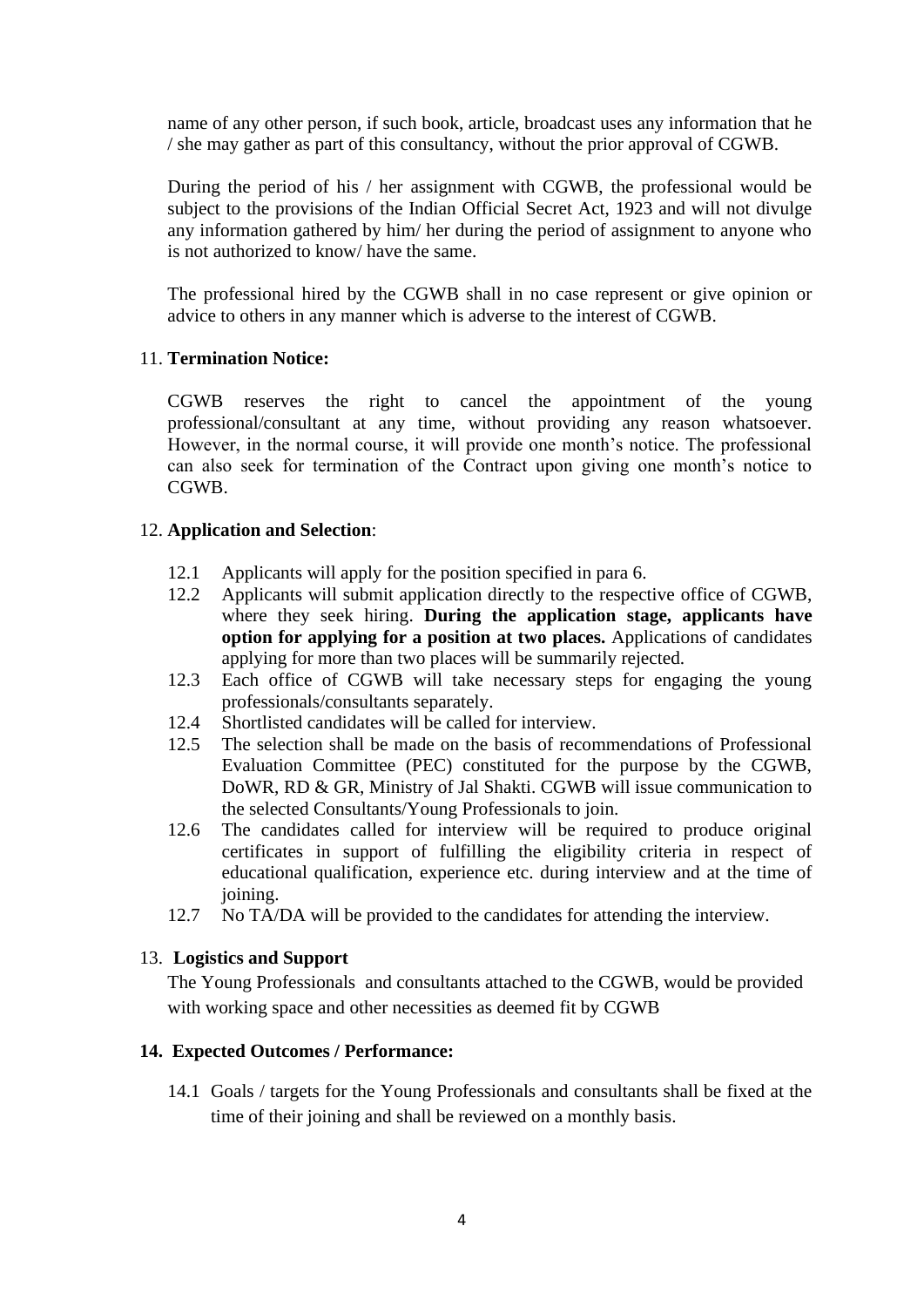name of any other person, if such book, article, broadcast uses any information that he / she may gather as part of this consultancy, without the prior approval of CGWB.

During the period of his / her assignment with CGWB, the professional would be subject to the provisions of the Indian Official Secret Act, 1923 and will not divulge any information gathered by him/ her during the period of assignment to anyone who is not authorized to know/ have the same.

The professional hired by the CGWB shall in no case represent or give opinion or advice to others in any manner which is adverse to the interest of CGWB.

11. **Termination Notice:**

CGWB reserves the right to cancel the appointment of the young professional/consultant at any time, without providing any reason whatsoever. However, in the normal course, it will provide one month's notice. The professional can also seek for termination of the Contract upon giving one month's notice to CGWB.

12. **Application and Selection**:

12.1 Applicants will apply for the position specified in para 6.

12.2 Applicants will submit application directly to the respective office of CGWB, where they seek hiring. **During the application stage, applicants have option for applying for a position at two places.** Applications of candidates applying for more than two places will be summarily rejected.

12.3 Each office of CGWB will take necessary steps for engaging the young professionals/consultants separately.

12.4 Shortlisted candidates will be called for interview.

12.5 The selection shall be made on the basis of recommendations of Professional Evaluation Committee (PEC) constituted for the purpose by the CGWB, DoWR, RD & GR, Ministry of Jal Shakti. CGWB will issue communication to the selected Consultants/Young Professionals to join.

12.6 The candidates called for interview will be required to produce original certificates in support of fulfilling the eligibility criteria in respect of educational qualification, experience etc. during interview and at the time of joining.

12.7 No TA/DA will be provided to the candidates for attending the interview.

13. **Logistics and Support**

The Young Professionals and consultants attached to the CGWB, would be provided with working space and other necessities as deemed fit by CGWB

**14. Expected Outcomes / Performance:**

14.1 Goals / targets for the Young Professionals and consultants shall be fixed at the time of their joining and shall be reviewed on a monthly basis.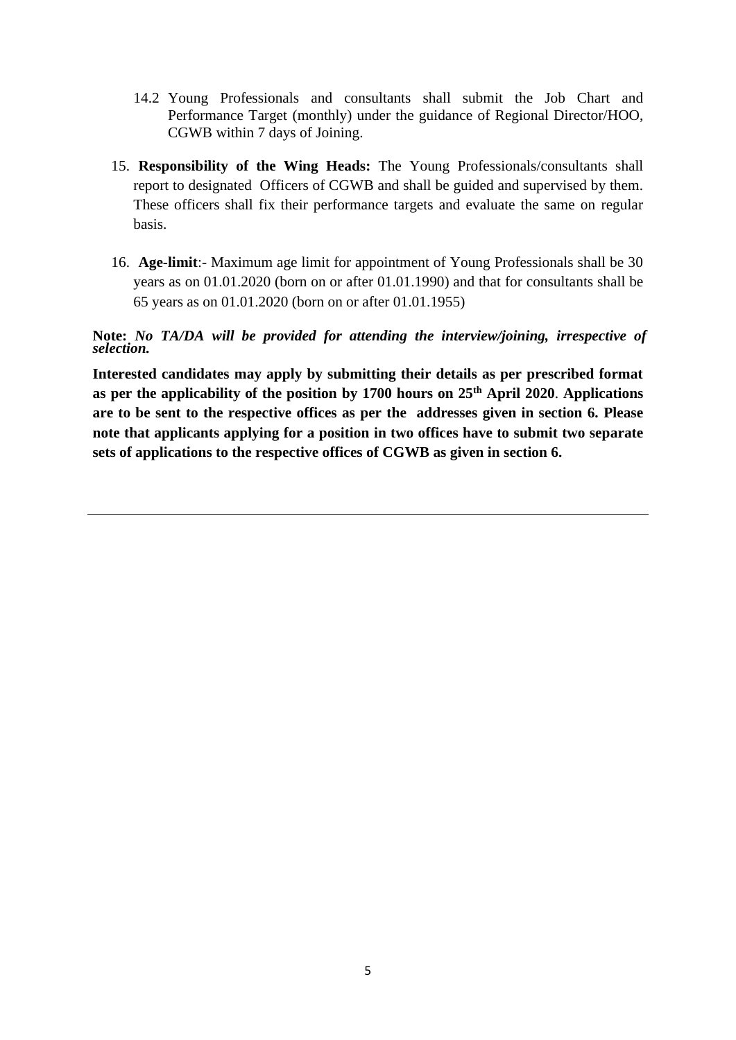14.2 Young Professionals and consultants shall submit the Job Chart and Performance Target (monthly) under the guidance of Regional Director/HOO, CGWB within 7 days of Joining.

15. **Responsibility of the Wing Heads:** The Young Professionals/consultants shall report to designated Officers of CGWB and shall be guided and supervised by them. These officers shall fix their performance targets and evaluate the same on regular basis.

16. **Age-limit**:- Maximum age limit for appointment of Young Professionals shall be 30 years as on 01.01.2020 (born on or after 01.01.1990) and that for consultants shall be 65 years as on 01.01.2020 (born on or after 01.01.1955)

**Note:** ***No TA/DA will be provided for attending the interview/joining, irrespective of selection.***

**Interested candidates may apply by submitting their details as per prescribed format as per the applicability of the position by 1700 hours on 25th April 2020. Applications are to be sent to the respective offices as per the addresses given in section 6. Please note that applicants applying for a position in two offices have to submit two separate sets of applications to the respective offices of CGWB as given in section 6.**

---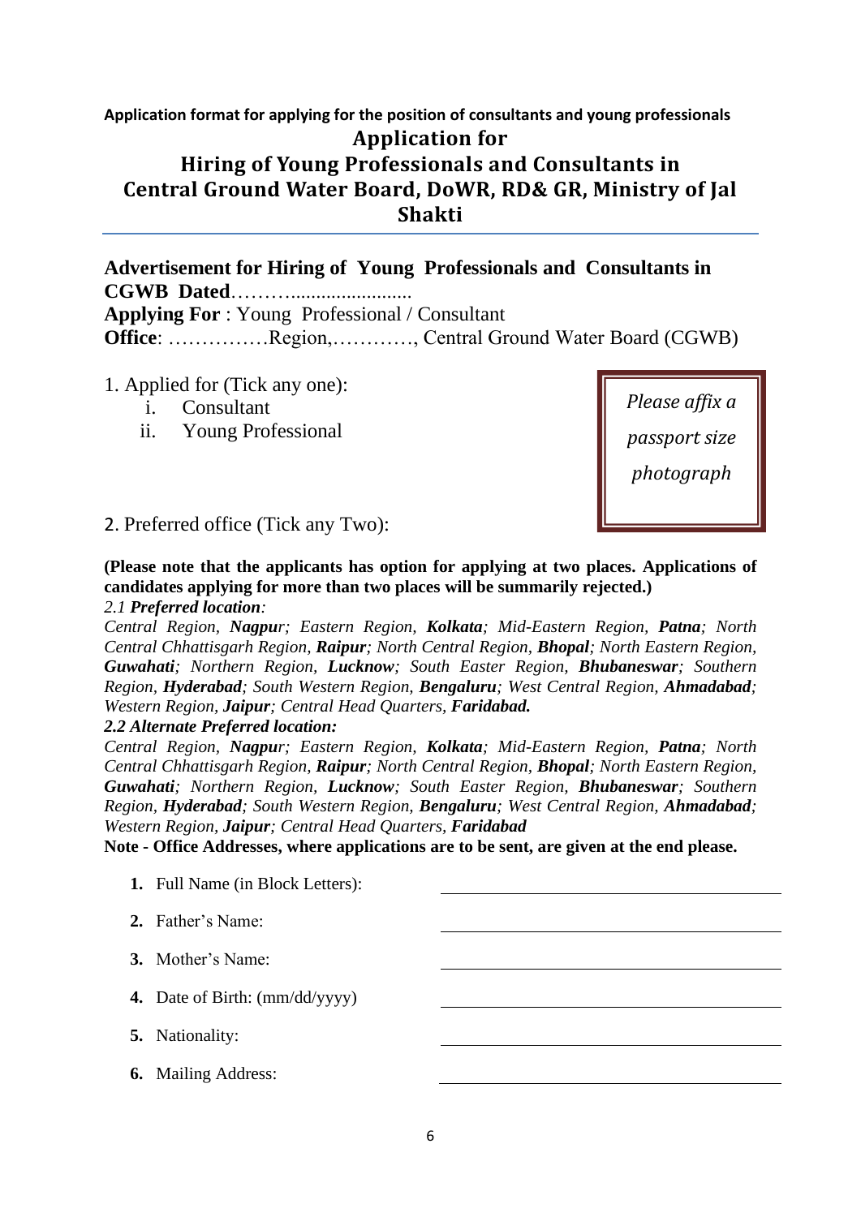**Application format for applying for the position of consultants and young professionals**

# Application for Hiring of Young Professionals and Consultants in Central Ground Water Board, DoWR, RD& GR, Ministry of Jal Shakti

**Advertisement for Hiring of Young Professionals and Consultants in CGWB Dated**……….......................

**Applying For** : Young Professional / Consultant

**Office**: ……………Region,…………, Central Ground Water Board (CGWB)

1. Applied for (Tick any one):
   i. Consultant
   ii. Young Professional

*Please affix a passport size photograph*

2. Preferred office (Tick any Two):

**(Please note that the applicants has option for applying at two places. Applications of candidates applying for more than two places will be summarily rejected.)**

*2.1* ***Preferred location****:*

*Central Region,* ***Nagpu****r; Eastern Region,* ***Kolkata****; Mid-Eastern Region,* ***Patna****; North Central Chhattisgarh Region,* ***Raipur****; North Central Region,* ***Bhopal****; North Eastern Region,* ***Guwahati****; Northern Region,* ***Lucknow****; South Easter Region,* ***Bhubaneswar****; Southern Region,* ***Hyderabad****; South Western Region,* ***Bengaluru****; West Central Region,* ***Ahmadabad****; Western Region,* ***Jaipur****; Central Head Quarters,* ***Faridabad.***

***2.2 Alternate Preferred location:***

*Central Region,* ***Nagpu****r; Eastern Region,* ***Kolkata****; Mid-Eastern Region,* ***Patna****; North Central Chhattisgarh Region,* ***Raipur****; North Central Region,* ***Bhopal****; North Eastern Region,* ***Guwahati****; Northern Region,* ***Lucknow****; South Easter Region,* ***Bhubaneswar****; Southern Region,* ***Hyderabad****; South Western Region,* ***Bengaluru****; West Central Region,* ***Ahmadabad****; Western Region,* ***Jaipur****; Central Head Quarters,* ***Faridabad***

**Note - Office Addresses, where applications are to be sent, are given at the end please.**

1. Full Name (in Block Letters): ____________________
2. Father's Name: ____________________
3. Mother's Name: ____________________
4. Date of Birth: (mm/dd/yyyy) ____________________
5. Nationality: ____________________
6. Mailing Address: ____________________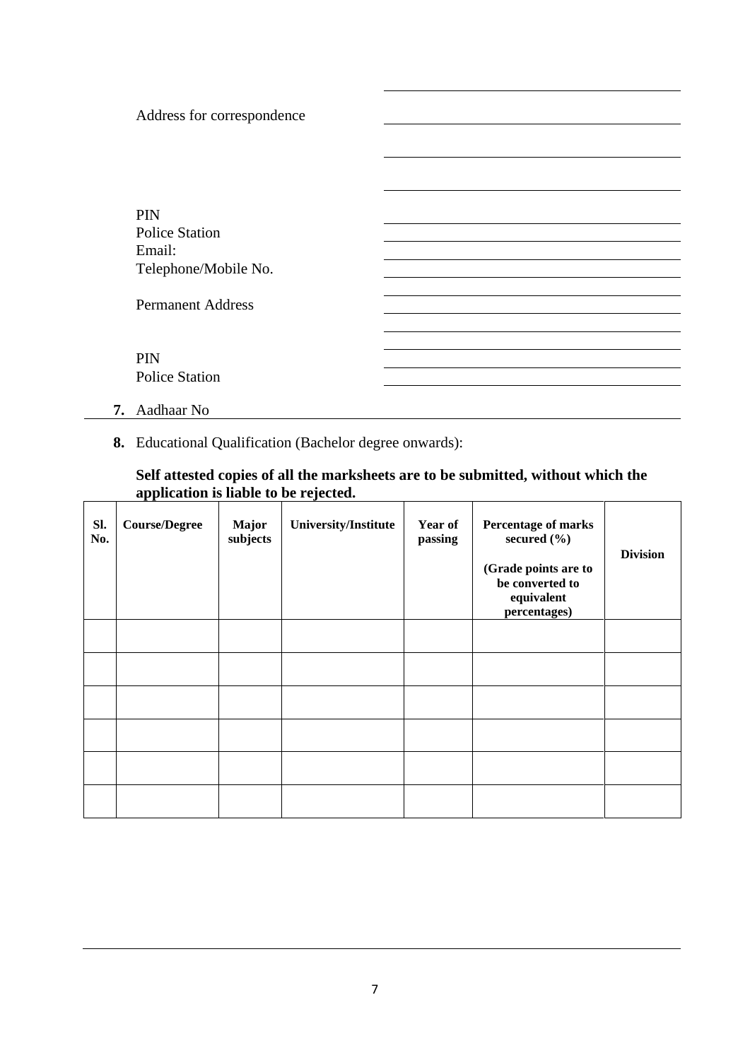Address for correspondence ______________________________

______________________________

______________________________

PIN ______________________________

Police Station ______________________________

Email: ______________________________

Telephone/Mobile No. ______________________________

Permanent Address ______________________________

______________________________

______________________________

PIN ______________________________

Police Station ______________________________

7. Aadhaar No ______________________________

8. Educational Qualification (Bachelor degree onwards):

**Self attested copies of all the marksheets are to be submitted, without which the application is liable to be rejected.**

| **Sl. No.** | **Course/Degree** | **Major subjects** | **University/Institute** | **Year of passing** | **Percentage of marks secured (%)** (Grade points are to be converted to equivalent percentages) | **Division** |
|---|---|---|---|---|---|---|
| | | | | | | |
| | | | | | | |
| | | | | | | |
| | | | | | | |
| | | | | | | |
| | | | | | | |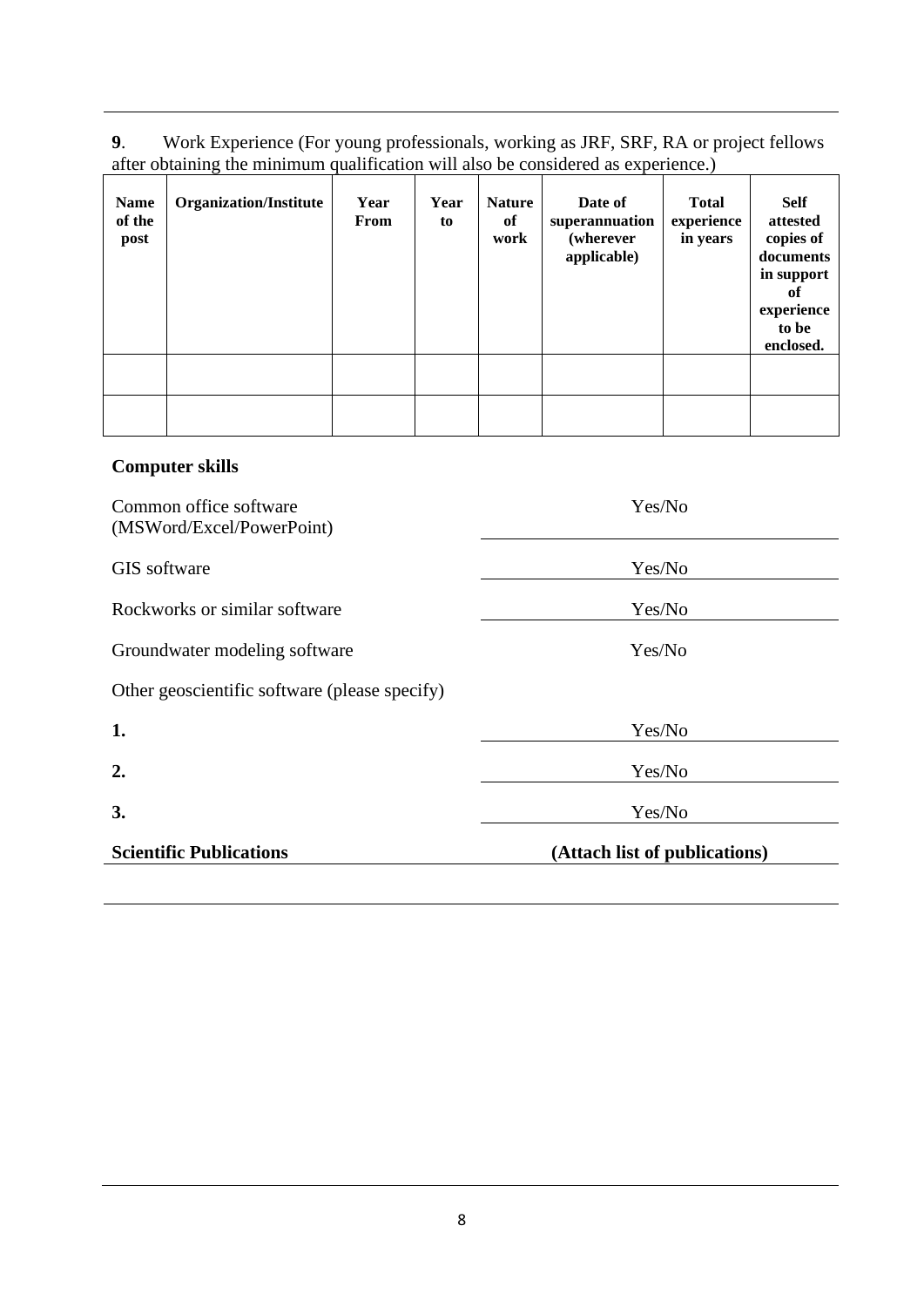**9**. Work Experience (For young professionals, working as JRF, SRF, RA or project fellows after obtaining the minimum qualification will also be considered as experience.)

| Name of the post | Organization/Institute | Year From | Year to | Nature of work | Date of superannuation (wherever applicable) | Total experience in years | Self attested copies of documents in support of experience to be enclosed. |
|---|---|---|---|---|---|---|---|
| | | | | | | | |
| | | | | | | | |

**Computer skills**

| | |
|---|---|
| Common office software (MSWord/Excel/PowerPoint) | Yes/No |
| GIS software | Yes/No |
| Rockworks or similar software | Yes/No |
| Groundwater modeling software | Yes/No |
| Other geoscientific software (please specify) | |
| **1.** | Yes/No |
| **2.** | Yes/No |
| **3.** | Yes/No |

**Scientific Publications** **(Attach list of publications)**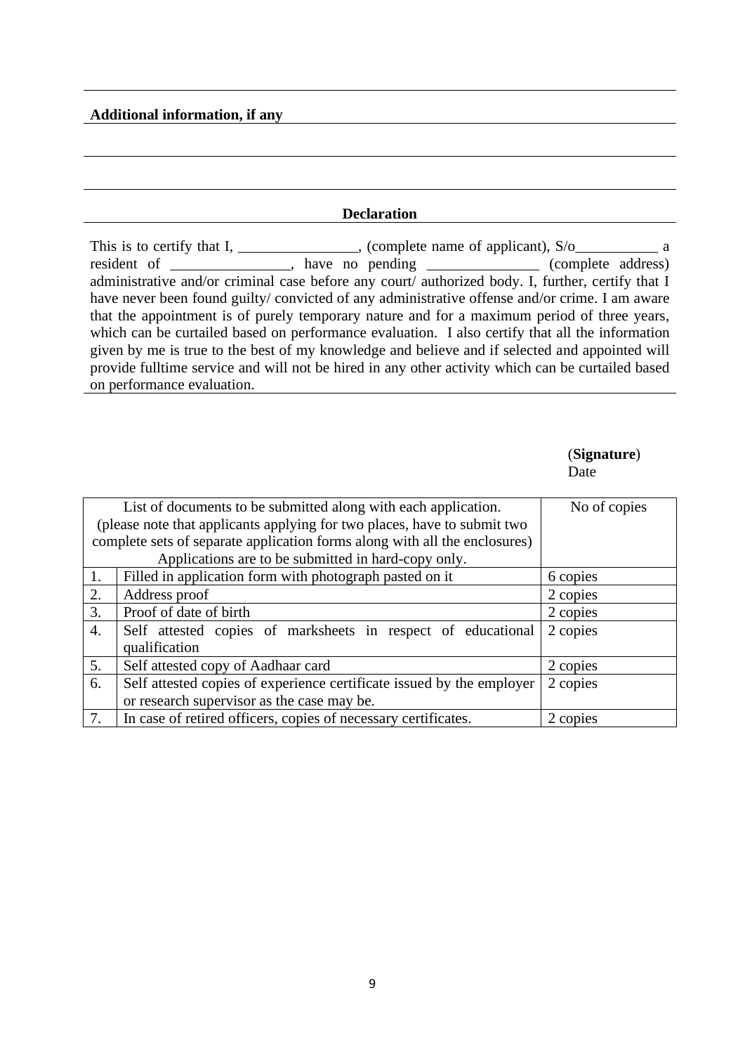**Additional information, if any**

## Declaration

This is to certify that I, ________________, (complete name of applicant), S/o___________ a resident of ________________, have no pending _______________ (complete address) administrative and/or criminal case before any court/ authorized body. I, further, certify that I have never been found guilty/ convicted of any administrative offense and/or crime. I am aware that the appointment is of purely temporary nature and for a maximum period of three years, which can be curtailed based on performance evaluation. I also certify that all the information given by me is true to the best of my knowledge and believe and if selected and appointed will provide fulltime service and will not be hired in any other activity which can be curtailed based on performance evaluation.

(**Signature**)
Date

| List of documents to be submitted along with each application. (please note that applicants applying for two places, have to submit two complete sets of separate application forms along with all the enclosures) Applications are to be submitted in hard-copy only. | | No of copies |
|---|---|---|
| 1. | Filled in application form with photograph pasted on it | 6 copies |
| 2. | Address proof | 2 copies |
| 3. | Proof of date of birth | 2 copies |
| 4. | Self attested copies of marksheets in respect of educational qualification | 2 copies |
| 5. | Self attested copy of Aadhaar card | 2 copies |
| 6. | Self attested copies of experience certificate issued by the employer or research supervisor as the case may be. | 2 copies |
| 7. | In case of retired officers, copies of necessary certificates. | 2 copies |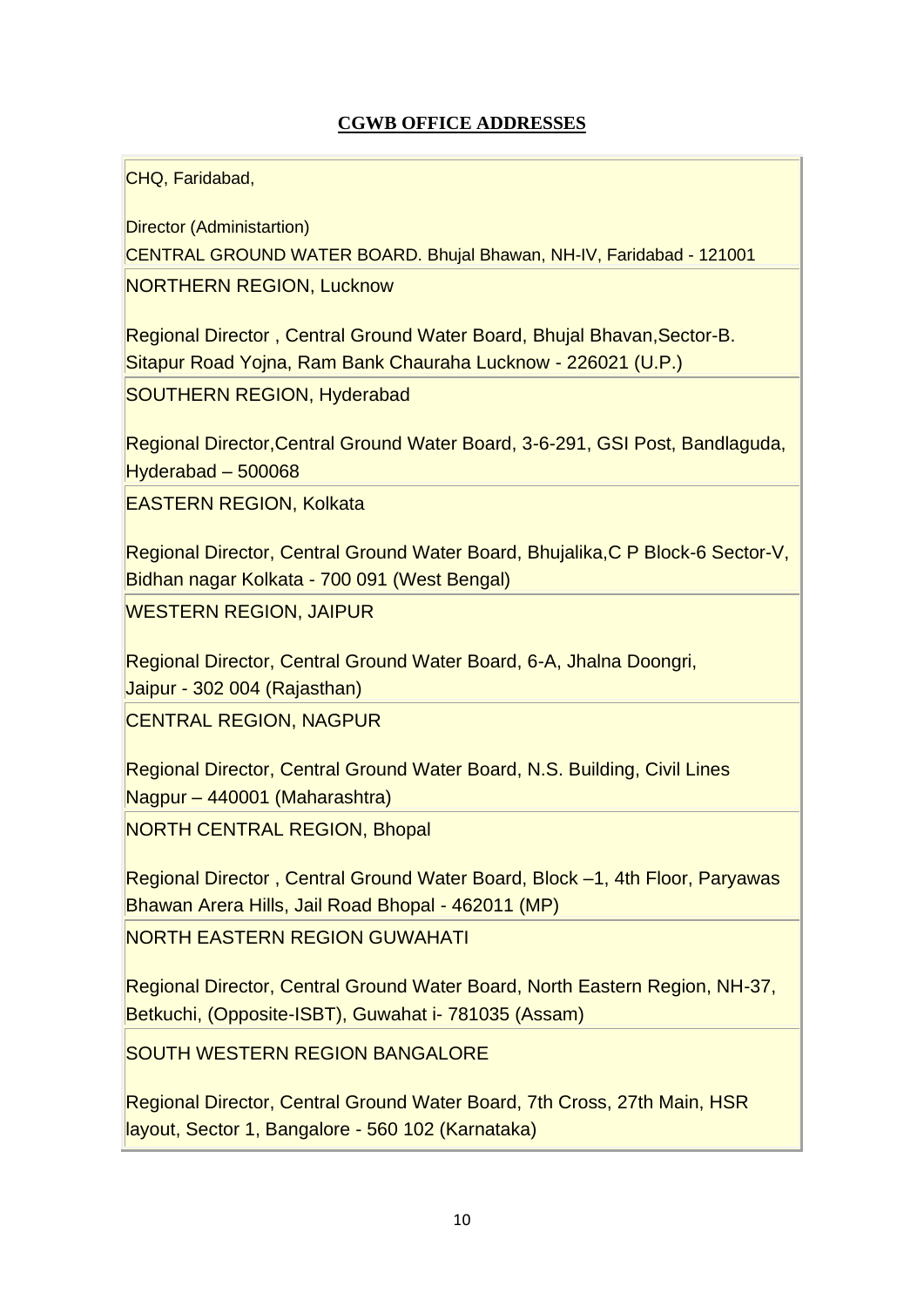**CGWB OFFICE ADDRESSES**

CHQ, Faridabad,

Director (Administartion)
CENTRAL GROUND WATER BOARD. Bhujal Bhawan, NH-IV, Faridabad - 121001

NORTHERN REGION, Lucknow

Regional Director , Central Ground Water Board, Bhujal Bhavan,Sector-B. Sitapur Road Yojna, Ram Bank Chauraha Lucknow - 226021 (U.P.)

SOUTHERN REGION, Hyderabad

Regional Director,Central Ground Water Board, 3-6-291, GSI Post, Bandlaguda, Hyderabad – 500068

EASTERN REGION, Kolkata

Regional Director, Central Ground Water Board, Bhujalika,C P Block-6 Sector-V, Bidhan nagar Kolkata - 700 091 (West Bengal)

WESTERN REGION, JAIPUR

Regional Director, Central Ground Water Board, 6-A, Jhalna Doongri, Jaipur - 302 004 (Rajasthan)

CENTRAL REGION, NAGPUR

Regional Director, Central Ground Water Board, N.S. Building, Civil Lines Nagpur – 440001 (Maharashtra)

NORTH CENTRAL REGION, Bhopal

Regional Director , Central Ground Water Board, Block –1, 4th Floor, Paryawas Bhawan Arera Hills, Jail Road Bhopal - 462011 (MP)

NORTH EASTERN REGION GUWAHATI

Regional Director, Central Ground Water Board, North Eastern Region, NH-37, Betkuchi, (Opposite-ISBT), Guwahat i- 781035 (Assam)

SOUTH WESTERN REGION BANGALORE

Regional Director, Central Ground Water Board, 7th Cross, 27th Main, HSR layout, Sector 1, Bangalore - 560 102 (Karnataka)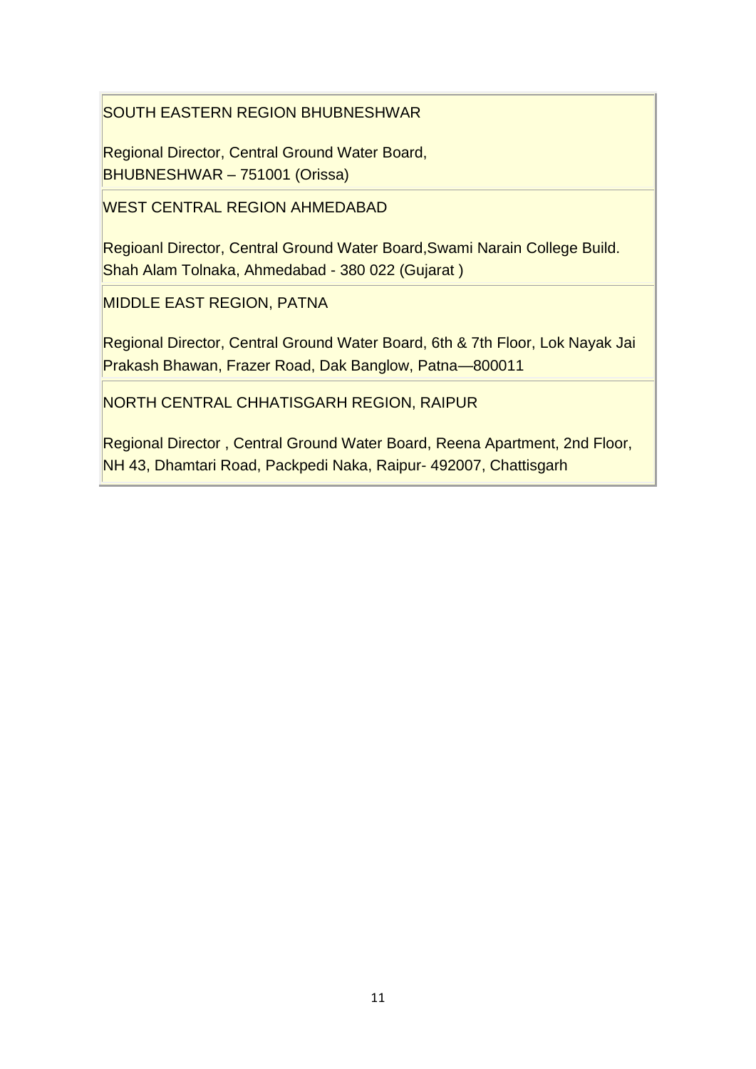| |
|---|
| SOUTH EASTERN REGION BHUBNESHWAR<br><br>Regional Director, Central Ground Water Board,<br>BHUBNESHWAR – 751001 (Orissa) |
| WEST CENTRAL REGION AHMEDABAD<br><br>Regioanl Director, Central Ground Water Board,Swami Narain College Build. Shah Alam Tolnaka, Ahmedabad - 380 022 (Gujarat ) |
| MIDDLE EAST REGION, PATNA<br><br>Regional Director, Central Ground Water Board, 6th & 7th Floor, Lok Nayak Jai Prakash Bhawan, Frazer Road, Dak Banglow, Patna—800011 |
| NORTH CENTRAL CHHATISGARH REGION, RAIPUR<br><br>Regional Director , Central Ground Water Board, Reena Apartment, 2nd Floor, NH 43, Dhamtari Road, Packpedi Naka, Raipur- 492007, Chattisgarh |